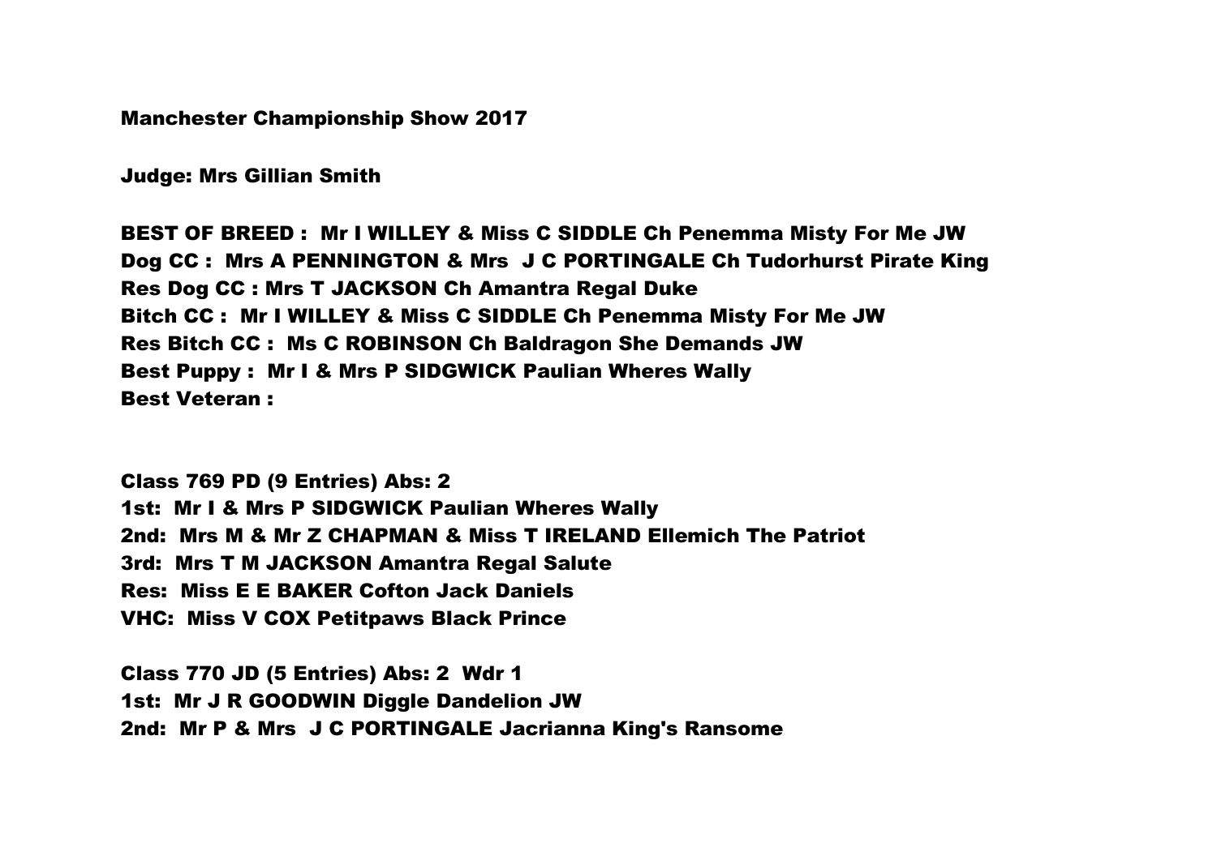**Manchester Championship Show 2017**

**Judge: Mrs Gillian Smith**

**BEST OF BREED : Mr I WILLEY & Miss C SIDDLE Ch Penemma Misty For Me JW**
**Dog CC : Mrs A PENNINGTON & Mrs J C PORTINGALE Ch Tudorhurst Pirate King**
**Res Dog CC : Mrs T JACKSON Ch Amantra Regal Duke**
**Bitch CC : Mr I WILLEY & Miss C SIDDLE Ch Penemma Misty For Me JW**
**Res Bitch CC : Ms C ROBINSON Ch Baldragon She Demands JW**
**Best Puppy : Mr I & Mrs P SIDGWICK Paulian Wheres Wally**
**Best Veteran :**

**Class 769 PD (9 Entries) Abs: 2**
**1st: Mr I & Mrs P SIDGWICK Paulian Wheres Wally**
**2nd: Mrs M & Mr Z CHAPMAN & Miss T IRELAND Ellemich The Patriot**
**3rd: Mrs T M JACKSON Amantra Regal Salute**
**Res: Miss E E BAKER Cofton Jack Daniels**
**VHC: Miss V COX Petitpaws Black Prince**

**Class 770 JD (5 Entries) Abs: 2 Wdr 1**
**1st: Mr J R GOODWIN Diggle Dandelion JW**
**2nd: Mr P & Mrs J C PORTINGALE Jacrianna King's Ransome**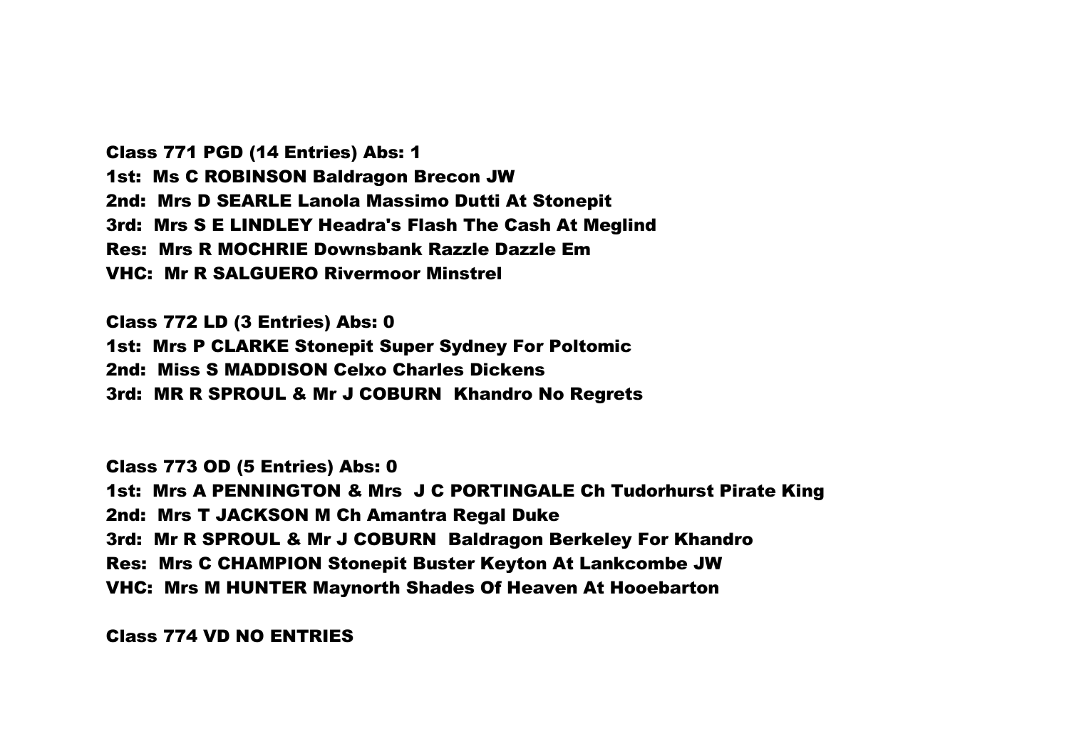**Class 771 PGD (14 Entries) Abs: 1**
**1st: Ms C ROBINSON Baldragon Brecon JW**
**2nd: Mrs D SEARLE Lanola Massimo Dutti At Stonepit**
**3rd: Mrs S E LINDLEY Headra's Flash The Cash At Meglind**
**Res: Mrs R MOCHRIE Downsbank Razzle Dazzle Em**
**VHC: Mr R SALGUERO Rivermoor Minstrel**

**Class 772 LD (3 Entries) Abs: 0**
**1st: Mrs P CLARKE Stonepit Super Sydney For Poltomic**
**2nd: Miss S MADDISON Celxo Charles Dickens**
**3rd: MR R SPROUL & Mr J COBURN Khandro No Regrets**

**Class 773 OD (5 Entries) Abs: 0**
**1st: Mrs A PENNINGTON & Mrs J C PORTINGALE Ch Tudorhurst Pirate King**
**2nd: Mrs T JACKSON M Ch Amantra Regal Duke**
**3rd: Mr R SPROUL & Mr J COBURN Baldragon Berkeley For Khandro**
**Res: Mrs C CHAMPION Stonepit Buster Keyton At Lankcombe JW**
**VHC: Mrs M HUNTER Maynorth Shades Of Heaven At Hooebarton**

**Class 774 VD NO ENTRIES**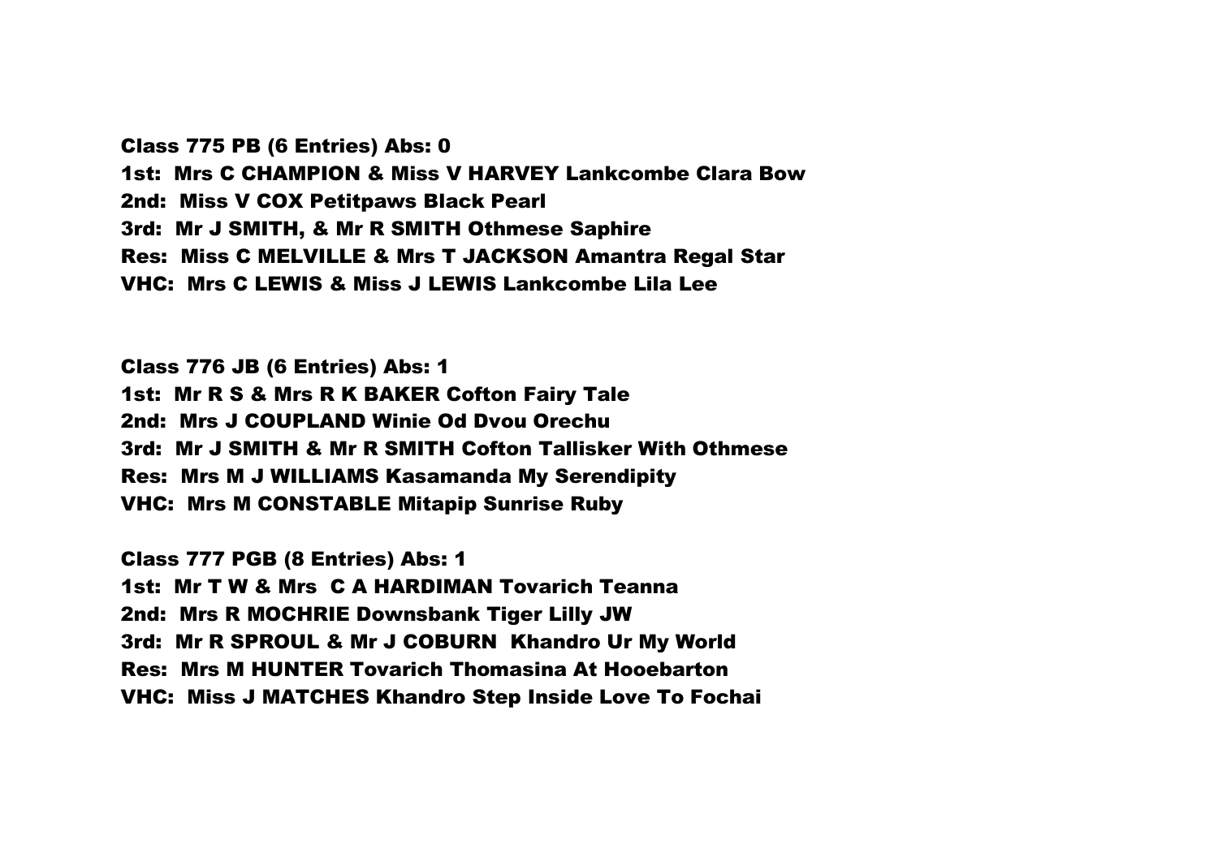**Class 775 PB (6 Entries) Abs: 0**

**1st: Mrs C CHAMPION & Miss V HARVEY Lankcombe Clara Bow**

**2nd: Miss V COX Petitpaws Black Pearl**

**3rd: Mr J SMITH, & Mr R SMITH Othmese Saphire**

**Res: Miss C MELVILLE & Mrs T JACKSON Amantra Regal Star**

**VHC: Mrs C LEWIS & Miss J LEWIS Lankcombe Lila Lee**

**Class 776 JB (6 Entries) Abs: 1**

**1st: Mr R S & Mrs R K BAKER Cofton Fairy Tale**

**2nd: Mrs J COUPLAND Winie Od Dvou Orechu**

**3rd: Mr J SMITH & Mr R SMITH Cofton Tallisker With Othmese**

**Res: Mrs M J WILLIAMS Kasamanda My Serendipity**

**VHC: Mrs M CONSTABLE Mitapip Sunrise Ruby**

**Class 777 PGB (8 Entries) Abs: 1**

**1st: Mr T W & Mrs C A HARDIMAN Tovarich Teanna**

**2nd: Mrs R MOCHRIE Downsbank Tiger Lilly JW**

**3rd: Mr R SPROUL & Mr J COBURN Khandro Ur My World**

**Res: Mrs M HUNTER Tovarich Thomasina At Hooebarton**

**VHC: Miss J MATCHES Khandro Step Inside Love To Fochai**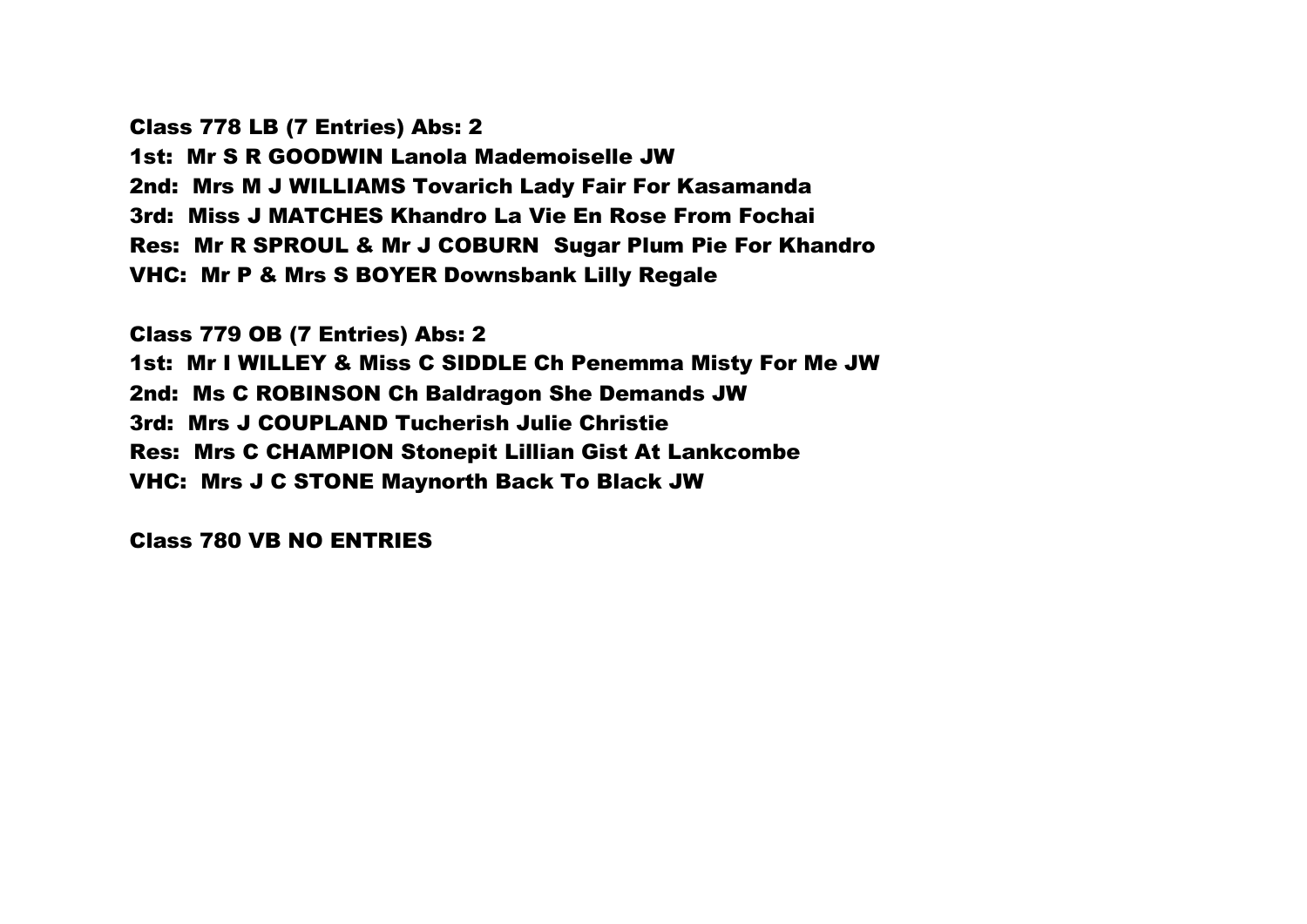**Class 778 LB (7 Entries) Abs: 2**
**1st: Mr S R GOODWIN Lanola Mademoiselle JW**
**2nd: Mrs M J WILLIAMS Tovarich Lady Fair For Kasamanda**
**3rd: Miss J MATCHES Khandro La Vie En Rose From Fochai**
**Res: Mr R SPROUL & Mr J COBURN Sugar Plum Pie For Khandro**
**VHC: Mr P & Mrs S BOYER Downsbank Lilly Regale**

**Class 779 OB (7 Entries) Abs: 2**
**1st: Mr I WILLEY & Miss C SIDDLE Ch Penemma Misty For Me JW**
**2nd: Ms C ROBINSON Ch Baldragon She Demands JW**
**3rd: Mrs J COUPLAND Tucherish Julie Christie**
**Res: Mrs C CHAMPION Stonepit Lillian Gist At Lankcombe**
**VHC: Mrs J C STONE Maynorth Back To Black JW**

**Class 780 VB NO ENTRIES**